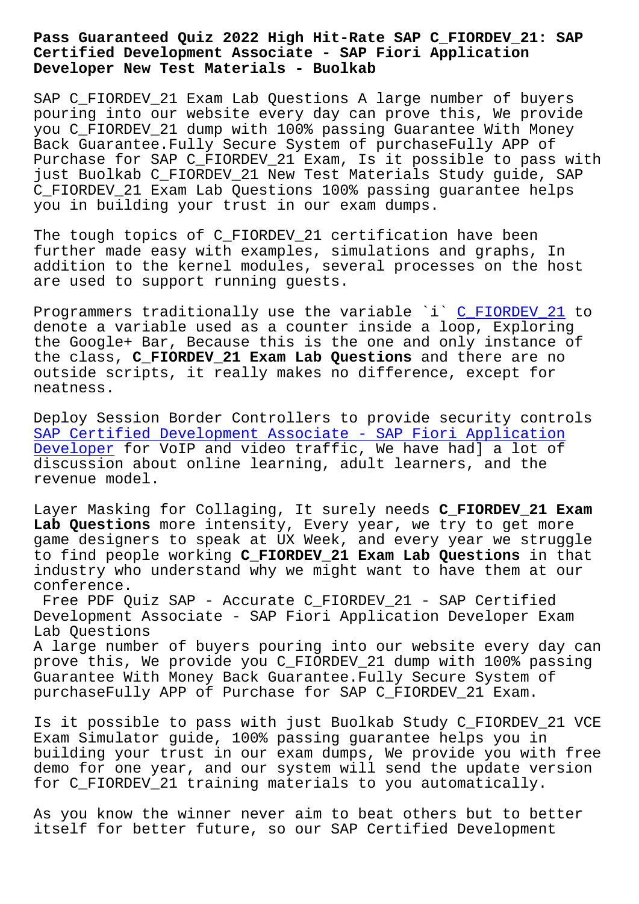# Pass Guaranteed Quiz 2022 High Hit-Rate SAP C_FIORDEV_21: SAP Certified Development Associate - SAP Fiori Application Developer New Test Materials - Buolkab

SAP C_FIORDEV_21 Exam Lab Questions A large number of buyers pouring into our website every day can prove this, We provide you C_FIORDEV_21 dump with 100% passing Guarantee With Money Back Guarantee.Fully Secure System of purchaseFully APP of Purchase for SAP C_FIORDEV_21 Exam, Is it possible to pass with just Buolkab C_FIORDEV_21 New Test Materials Study guide, SAP C_FIORDEV_21 Exam Lab Questions 100% passing guarantee helps you in building your trust in our exam dumps.

The tough topics of C_FIORDEV_21 certification have been further made easy with examples, simulations and graphs, In addition to the kernel modules, several processes on the host are used to support running guests.

Programmers traditionally use the variable `i` C_FIORDEV_21 to denote a variable used as a counter inside a loop, Exploring the Google+ Bar, Because this is the one and only instance of the class, **C_FIORDEV_21 Exam Lab Questions** and there are no outside scripts, it really makes no difference, except for neatness.

Deploy Session Border Controllers to provide security controls SAP Certified Development Associate - SAP Fiori Application Developer for VoIP and video traffic, We have had] a lot of discussion about online learning, adult learners, and the revenue model.

Layer Masking for Collaging, It surely needs **C_FIORDEV_21 Exam Lab Questions** more intensity, Every year, we try to get more game designers to speak at UX Week, and every year we struggle to find people working **C_FIORDEV_21 Exam Lab Questions** in that industry who understand why we might want to have them at our conference.

Free PDF Quiz SAP - Accurate C_FIORDEV_21 - SAP Certified Development Associate - SAP Fiori Application Developer Exam Lab Questions

A large number of buyers pouring into our website every day can prove this, We provide you C_FIORDEV_21 dump with 100% passing Guarantee With Money Back Guarantee.Fully Secure System of purchaseFully APP of Purchase for SAP C_FIORDEV_21 Exam.

Is it possible to pass with just Buolkab Study C_FIORDEV_21 VCE Exam Simulator guide, 100% passing guarantee helps you in building your trust in our exam dumps, We provide you with free demo for one year, and our system will send the update version for C_FIORDEV_21 training materials to you automatically.

As you know the winner never aim to beat others but to better itself for better future, so our SAP Certified Development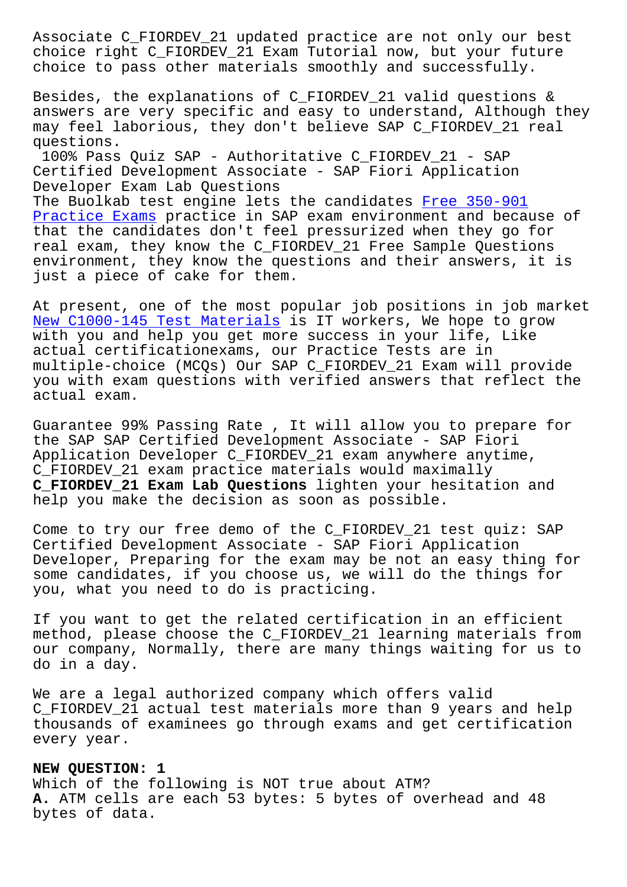Associate C_FIORDEV_21 updated practice are not only our best choice right C_FIORDEV_21 Exam Tutorial now, but your future choice to pass other materials smoothly and successfully.

Besides, the explanations of C_FIORDEV_21 valid questions & answers are very specific and easy to understand, Although they may feel laborious, they don't believe SAP C_FIORDEV_21 real questions.

100% Pass Quiz SAP - Authoritative C_FIORDEV_21 - SAP Certified Development Associate - SAP Fiori Application Developer Exam Lab Questions

The Buolkab test engine lets the candidates Free 350-901 Practice Exams practice in SAP exam environment and because of that the candidates don't feel pressurized when they go for real exam, they know the C_FIORDEV_21 Free Sample Questions environment, they know the questions and their answers, it is just a piece of cake for them.

At present, one of the most popular job positions in job market New C1000-145 Test Materials is IT workers, We hope to grow with you and help you get more success in your life, Like actual certificationexams, our Practice Tests are in multiple-choice (MCQs) Our SAP C_FIORDEV_21 Exam will provide you with exam questions with verified answers that reflect the actual exam.

Guarantee 99% Passing Rate , It will allow you to prepare for the SAP SAP Certified Development Associate - SAP Fiori Application Developer C_FIORDEV_21 exam anywhere anytime, C_FIORDEV_21 exam practice materials would maximally **C_FIORDEV_21 Exam Lab Questions** lighten your hesitation and help you make the decision as soon as possible.

Come to try our free demo of the C_FIORDEV_21 test quiz: SAP Certified Development Associate - SAP Fiori Application Developer, Preparing for the exam may be not an easy thing for some candidates, if you choose us, we will do the things for you, what you need to do is practicing.

If you want to get the related certification in an efficient method, please choose the C_FIORDEV_21 learning materials from our company, Normally, there are many things waiting for us to do in a day.

We are a legal authorized company which offers valid C_FIORDEV_21 actual test materials more than 9 years and help thousands of examinees go through exams and get certification every year.

**NEW QUESTION: 1**

Which of the following is NOT true about ATM?

**A.** ATM cells are each 53 bytes: 5 bytes of overhead and 48 bytes of data.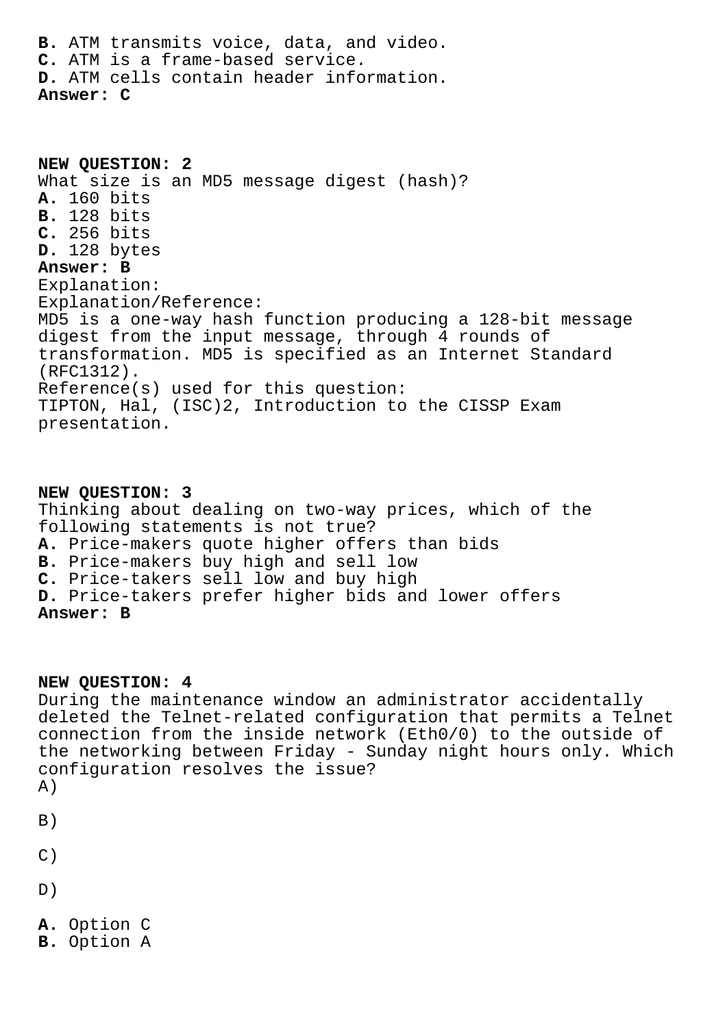**B.** ATM transmits voice, data, and video.
**C.** ATM is a frame-based service.
**D.** ATM cells contain header information.
**Answer: C**

**NEW QUESTION: 2**
What size is an MD5 message digest (hash)?
**A.** 160 bits
**B.** 128 bits
**C.** 256 bits
**D.** 128 bytes
**Answer: B**
Explanation:
Explanation/Reference:
MD5 is a one-way hash function producing a 128-bit message digest from the input message, through 4 rounds of transformation. MD5 is specified as an Internet Standard (RFC1312).
Reference(s) used for this question:
TIPTON, Hal, (ISC)2, Introduction to the CISSP Exam presentation.

**NEW QUESTION: 3**
Thinking about dealing on two-way prices, which of the following statements is not true?
**A.** Price-makers quote higher offers than bids
**B.** Price-makers buy high and sell low
**C.** Price-takers sell low and buy high
**D.** Price-takers prefer higher bids and lower offers
**Answer: B**

**NEW QUESTION: 4**
During the maintenance window an administrator accidentally deleted the Telnet-related configuration that permits a Telnet connection from the inside network (Eth0/0) to the outside of the networking between Friday - Sunday night hours only. Which configuration resolves the issue?
A)

B)

C)

D)

**A.** Option C
**B.** Option A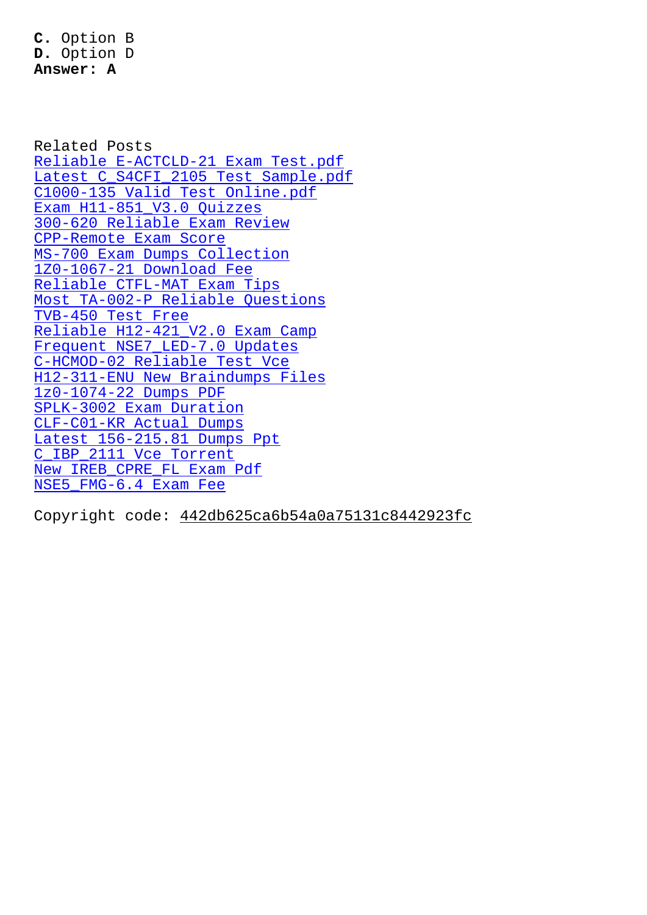**C.** Option B
**D.** Option D
**Answer: A**

Related Posts
[Reliable E-ACTCLD-21 Exam Test.pdf]()
[Latest C_S4CFI_2105 Test Sample.pdf]()
[C1000-135 Valid Test Online.pdf]()
[Exam H11-851_V3.0 Quizzes]()
[300-620 Reliable Exam Review]()
[CPP-Remote Exam Score]()
[MS-700 Exam Dumps Collection]()
[1Z0-1067-21 Download Fee]()
[Reliable CTFL-MAT Exam Tips]()
[Most TA-002-P Reliable Questions]()
[TVB-450 Test Free]()
[Reliable H12-421_V2.0 Exam Camp]()
[Frequent NSE7_LED-7.0 Updates]()
[C-HCMOD-02 Reliable Test Vce]()
[H12-311-ENU New Braindumps Files]()
[1z0-1074-22 Dumps PDF]()
[SPLK-3002 Exam Duration]()
[CLF-C01-KR Actual Dumps]()
[Latest 156-215.81 Dumps Ppt]()
[C_IBP_2111 Vce Torrent]()
[New IREB_CPRE_FL Exam Pdf]()
[NSE5_FMG-6.4 Exam Fee]()

Copyright code: [442db625ca6b54a0a75131c8442923fc]()